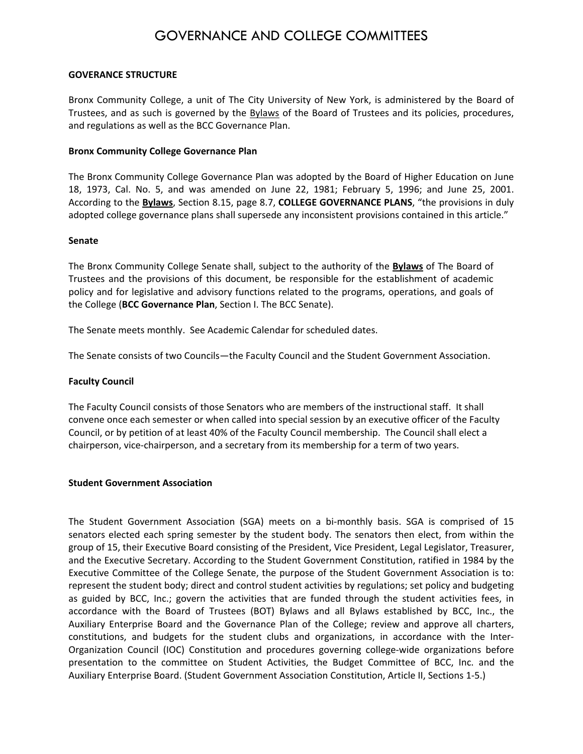# GOVERNANCE AND COLLEGE COMMITTEES

**GOVERANCE STRUCTURE**

Bronx Community College, a unit of The City University of New York, is administered by the Board of Trustees, and as such is governed by the Bylaws of the Board of Trustees and its policies, procedures, and regulations as well as the BCC Governance Plan.

**Bronx Community College Governance Plan**

The Bronx Community College Governance Plan was adopted by the Board of Higher Education on June 18, 1973, Cal. No. 5, and was amended on June 22, 1981; February 5, 1996; and June 25, 2001. According to the **Bylaws**, Section 8.15, page 8.7, **COLLEGE GOVERNANCE PLANS**, "the provisions in duly adopted college governance plans shall supersede any inconsistent provisions contained in this article."

**Senate**

The Bronx Community College Senate shall, subject to the authority of the **Bylaws** of The Board of Trustees and the provisions of this document, be responsible for the establishment of academic policy and for legislative and advisory functions related to the programs, operations, and goals of the College (**BCC Governance Plan**, Section I. The BCC Senate).

The Senate meets monthly. See Academic Calendar for scheduled dates.

The Senate consists of two Councils—the Faculty Council and the Student Government Association.

**Faculty Council**

The Faculty Council consists of those Senators who are members of the instructional staff. It shall convene once each semester or when called into special session by an executive officer of the Faculty Council, or by petition of at least 40% of the Faculty Council membership. The Council shall elect a chairperson, vice-chairperson, and a secretary from its membership for a term of two years.

**Student Government Association**

The Student Government Association (SGA) meets on a bi-monthly basis. SGA is comprised of 15 senators elected each spring semester by the student body. The senators then elect, from within the group of 15, their Executive Board consisting of the President, Vice President, Legal Legislator, Treasurer, and the Executive Secretary. According to the Student Government Constitution, ratified in 1984 by the Executive Committee of the College Senate, the purpose of the Student Government Association is to: represent the student body; direct and control student activities by regulations; set policy and budgeting as guided by BCC, Inc.; govern the activities that are funded through the student activities fees, in accordance with the Board of Trustees (BOT) Bylaws and all Bylaws established by BCC, Inc., the Auxiliary Enterprise Board and the Governance Plan of the College; review and approve all charters, constitutions, and budgets for the student clubs and organizations, in accordance with the Inter-Organization Council (IOC) Constitution and procedures governing college-wide organizations before presentation to the committee on Student Activities, the Budget Committee of BCC, Inc. and the Auxiliary Enterprise Board. (Student Government Association Constitution, Article II, Sections 1-5.)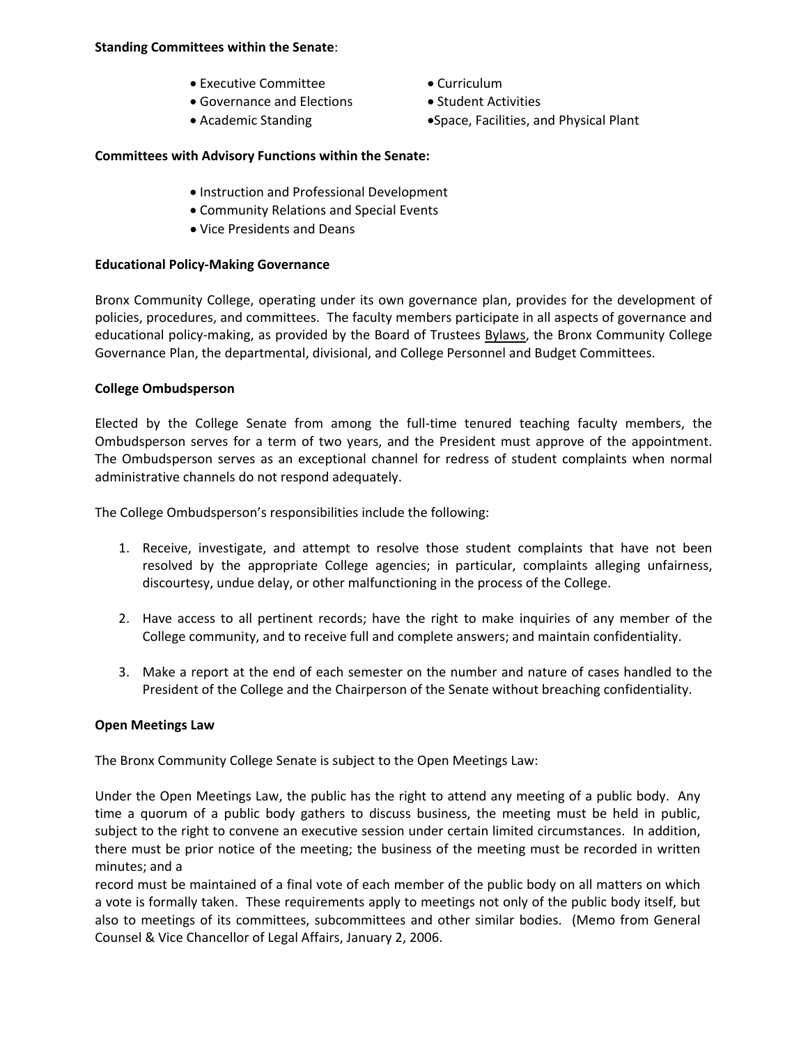**Standing Committees within the Senate**:

- Executive Committee
- Governance and Elections
- Academic Standing
- Curriculum
- Student Activities
- Space, Facilities, and Physical Plant

**Committees with Advisory Functions within the Senate:**

- Instruction and Professional Development
- Community Relations and Special Events
- Vice Presidents and Deans

**Educational Policy-Making Governance**

Bronx Community College, operating under its own governance plan, provides for the development of policies, procedures, and committees. The faculty members participate in all aspects of governance and educational policy-making, as provided by the Board of Trustees Bylaws, the Bronx Community College Governance Plan, the departmental, divisional, and College Personnel and Budget Committees.

**College Ombudsperson**

Elected by the College Senate from among the full-time tenured teaching faculty members, the Ombudsperson serves for a term of two years, and the President must approve of the appointment. The Ombudsperson serves as an exceptional channel for redress of student complaints when normal administrative channels do not respond adequately.

The College Ombudsperson's responsibilities include the following:

1. Receive, investigate, and attempt to resolve those student complaints that have not been resolved by the appropriate College agencies; in particular, complaints alleging unfairness, discourtesy, undue delay, or other malfunctioning in the process of the College.

2. Have access to all pertinent records; have the right to make inquiries of any member of the College community, and to receive full and complete answers; and maintain confidentiality.

3. Make a report at the end of each semester on the number and nature of cases handled to the President of the College and the Chairperson of the Senate without breaching confidentiality.

**Open Meetings Law**

The Bronx Community College Senate is subject to the Open Meetings Law:

Under the Open Meetings Law, the public has the right to attend any meeting of a public body. Any time a quorum of a public body gathers to discuss business, the meeting must be held in public, subject to the right to convene an executive session under certain limited circumstances. In addition, there must be prior notice of the meeting; the business of the meeting must be recorded in written minutes; and a record must be maintained of a final vote of each member of the public body on all matters on which a vote is formally taken. These requirements apply to meetings not only of the public body itself, but also to meetings of its committees, subcommittees and other similar bodies. (Memo from General Counsel & Vice Chancellor of Legal Affairs, January 2, 2006.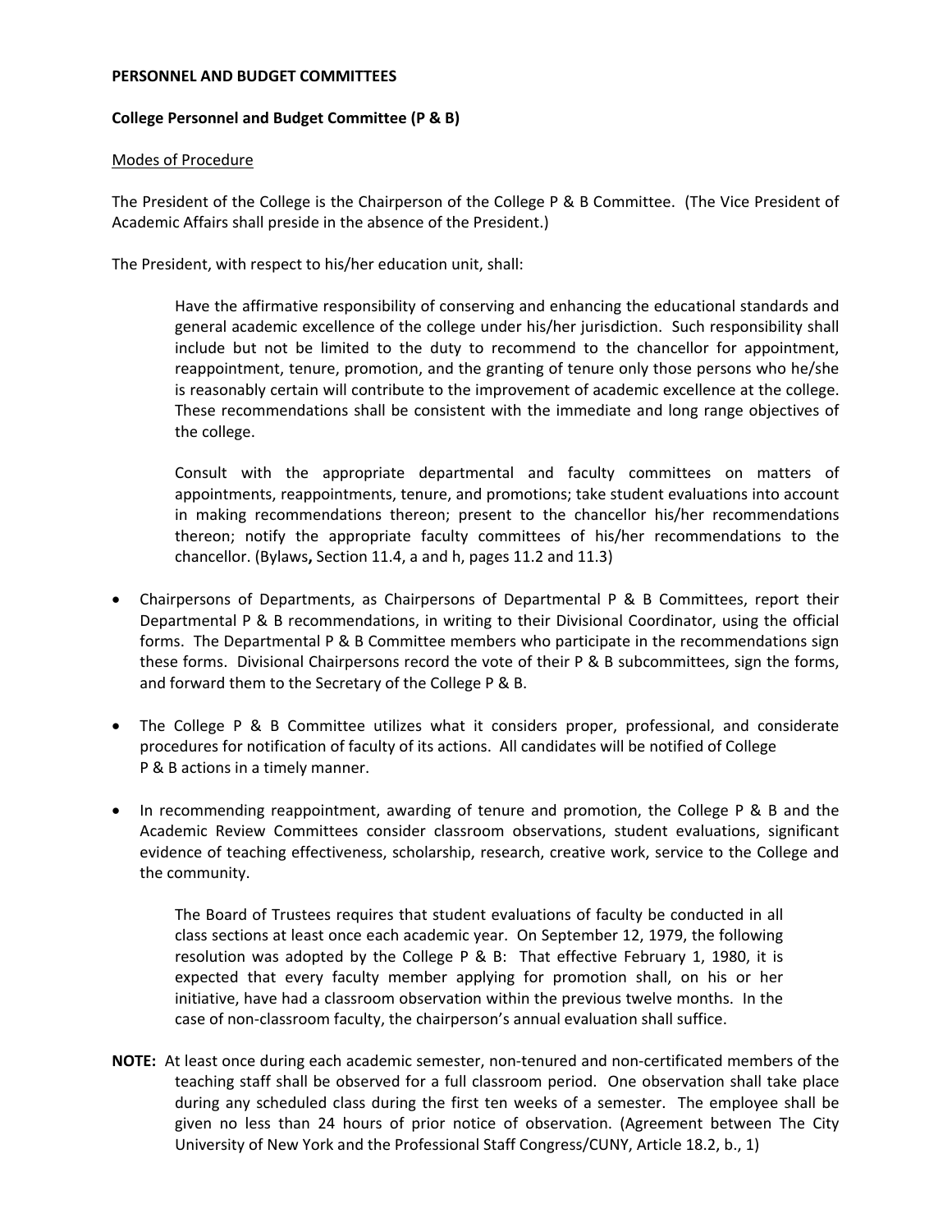**PERSONNEL AND BUDGET COMMITTEES**

**College Personnel and Budget Committee (P & B)**

Modes of Procedure

The President of the College is the Chairperson of the College P & B Committee. (The Vice President of Academic Affairs shall preside in the absence of the President.)

The President, with respect to his/her education unit, shall:

> Have the affirmative responsibility of conserving and enhancing the educational standards and general academic excellence of the college under his/her jurisdiction. Such responsibility shall include but not be limited to the duty to recommend to the chancellor for appointment, reappointment, tenure, promotion, and the granting of tenure only those persons who he/she is reasonably certain will contribute to the improvement of academic excellence at the college. These recommendations shall be consistent with the immediate and long range objectives of the college.
>
> Consult with the appropriate departmental and faculty committees on matters of appointments, reappointments, tenure, and promotions; take student evaluations into account in making recommendations thereon; present to the chancellor his/her recommendations thereon; notify the appropriate faculty committees of his/her recommendations to the chancellor. (Bylaws**,** Section 11.4, a and h, pages 11.2 and 11.3)

- Chairpersons of Departments, as Chairpersons of Departmental P & B Committees, report their Departmental P & B recommendations, in writing to their Divisional Coordinator, using the official forms. The Departmental P & B Committee members who participate in the recommendations sign these forms. Divisional Chairpersons record the vote of their P & B subcommittees, sign the forms, and forward them to the Secretary of the College P & B.
- The College P & B Committee utilizes what it considers proper, professional, and considerate procedures for notification of faculty of its actions. All candidates will be notified of College P & B actions in a timely manner.
- In recommending reappointment, awarding of tenure and promotion, the College P & B and the Academic Review Committees consider classroom observations, student evaluations, significant evidence of teaching effectiveness, scholarship, research, creative work, service to the College and the community.

> The Board of Trustees requires that student evaluations of faculty be conducted in all class sections at least once each academic year. On September 12, 1979, the following resolution was adopted by the College P & B: That effective February 1, 1980, it is expected that every faculty member applying for promotion shall, on his or her initiative, have had a classroom observation within the previous twelve months. In the case of non-classroom faculty, the chairperson's annual evaluation shall suffice.

**NOTE:** At least once during each academic semester, non-tenured and non-certificated members of the teaching staff shall be observed for a full classroom period. One observation shall take place during any scheduled class during the first ten weeks of a semester. The employee shall be given no less than 24 hours of prior notice of observation. (Agreement between The City University of New York and the Professional Staff Congress/CUNY, Article 18.2, b., 1)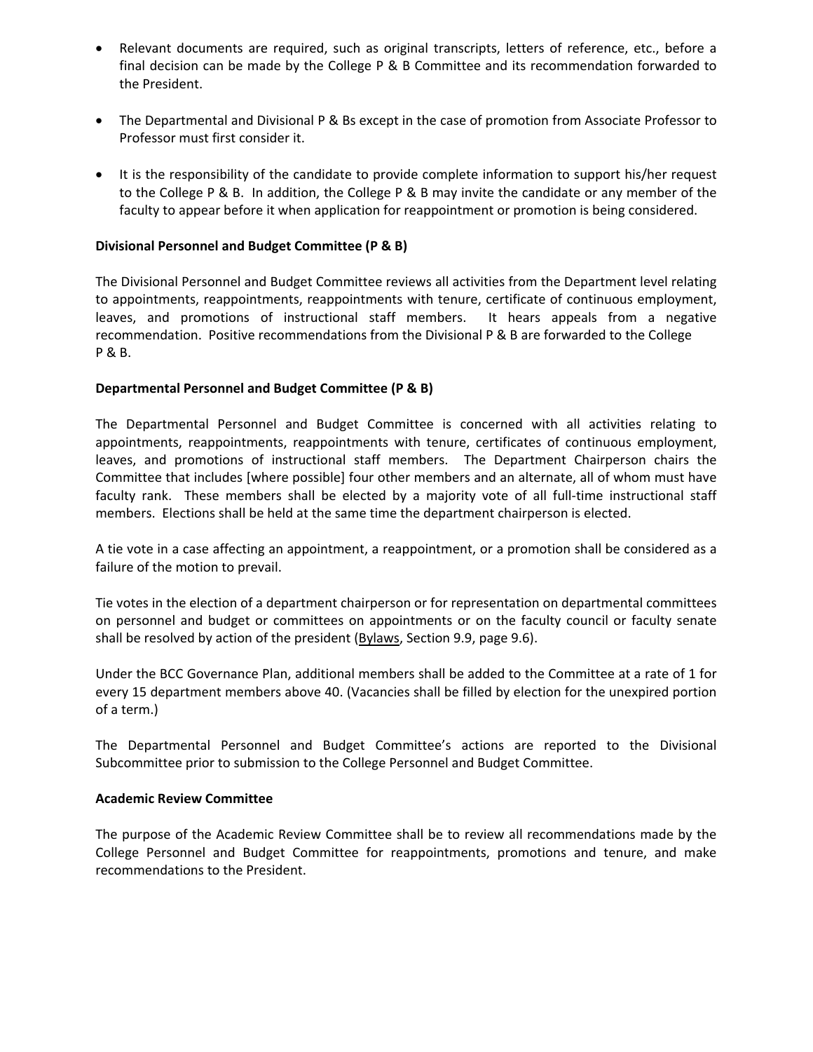- Relevant documents are required, such as original transcripts, letters of reference, etc., before a final decision can be made by the College P & B Committee and its recommendation forwarded to the President.

- The Departmental and Divisional P & Bs except in the case of promotion from Associate Professor to Professor must first consider it.

- It is the responsibility of the candidate to provide complete information to support his/her request to the College P & B. In addition, the College P & B may invite the candidate or any member of the faculty to appear before it when application for reappointment or promotion is being considered.

**Divisional Personnel and Budget Committee (P & B)**

The Divisional Personnel and Budget Committee reviews all activities from the Department level relating to appointments, reappointments, reappointments with tenure, certificate of continuous employment, leaves, and promotions of instructional staff members. It hears appeals from a negative recommendation. Positive recommendations from the Divisional P & B are forwarded to the College P & B.

**Departmental Personnel and Budget Committee (P & B)**

The Departmental Personnel and Budget Committee is concerned with all activities relating to appointments, reappointments, reappointments with tenure, certificates of continuous employment, leaves, and promotions of instructional staff members. The Department Chairperson chairs the Committee that includes [where possible] four other members and an alternate, all of whom must have faculty rank. These members shall be elected by a majority vote of all full-time instructional staff members. Elections shall be held at the same time the department chairperson is elected.

A tie vote in a case affecting an appointment, a reappointment, or a promotion shall be considered as a failure of the motion to prevail.

Tie votes in the election of a department chairperson or for representation on departmental committees on personnel and budget or committees on appointments or on the faculty council or faculty senate shall be resolved by action of the president (Bylaws, Section 9.9, page 9.6).

Under the BCC Governance Plan, additional members shall be added to the Committee at a rate of 1 for every 15 department members above 40. (Vacancies shall be filled by election for the unexpired portion of a term.)

The Departmental Personnel and Budget Committee's actions are reported to the Divisional Subcommittee prior to submission to the College Personnel and Budget Committee.

**Academic Review Committee**

The purpose of the Academic Review Committee shall be to review all recommendations made by the College Personnel and Budget Committee for reappointments, promotions and tenure, and make recommendations to the President.